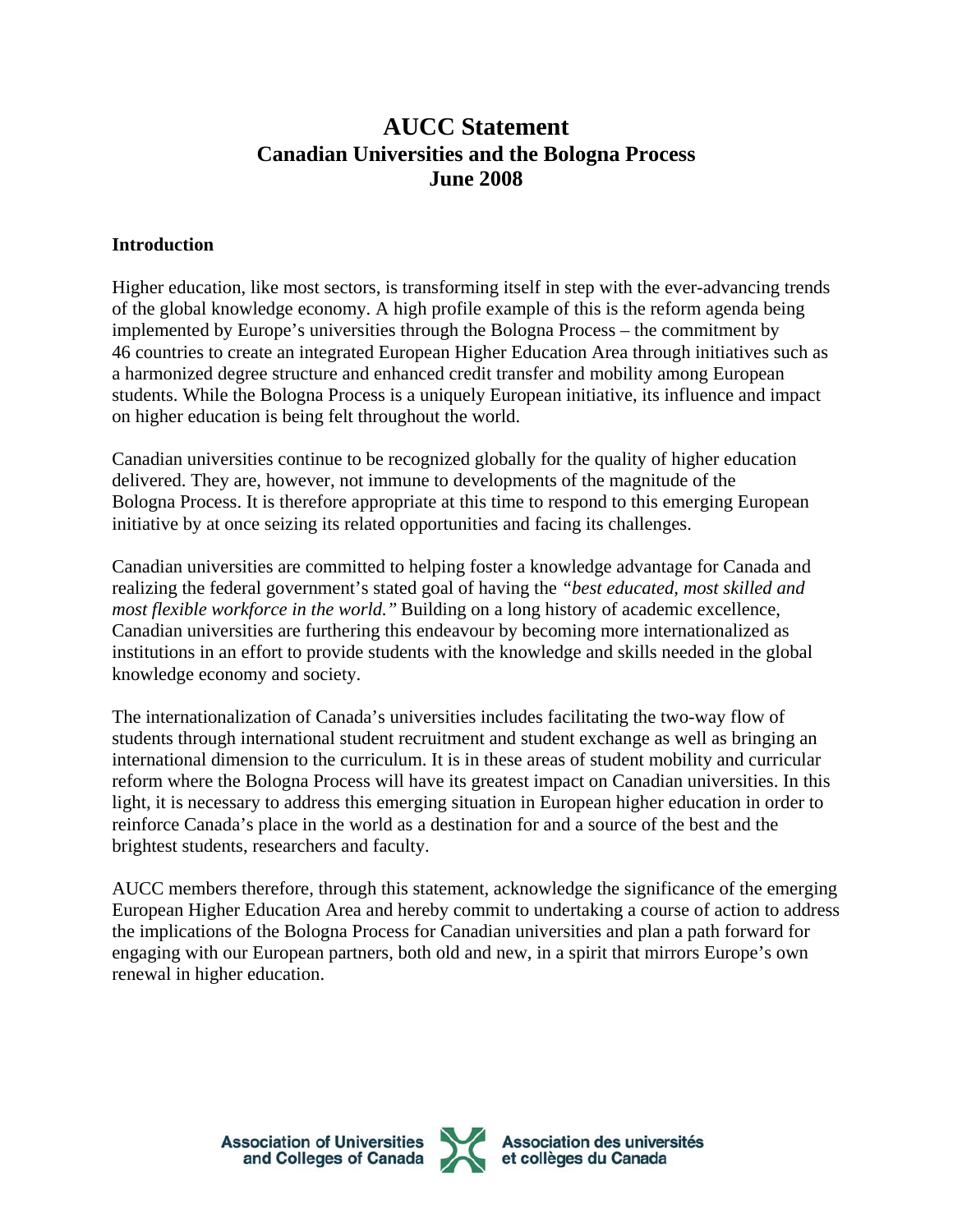# AUCC Statement
## Canadian Universities and the Bologna Process
## June 2008

### Introduction

Higher education, like most sectors, is transforming itself in step with the ever-advancing trends of the global knowledge economy. A high profile example of this is the reform agenda being implemented by Europe's universities through the Bologna Process – the commitment by 46 countries to create an integrated European Higher Education Area through initiatives such as a harmonized degree structure and enhanced credit transfer and mobility among European students. While the Bologna Process is a uniquely European initiative, its influence and impact on higher education is being felt throughout the world.

Canadian universities continue to be recognized globally for the quality of higher education delivered. They are, however, not immune to developments of the magnitude of the Bologna Process. It is therefore appropriate at this time to respond to this emerging European initiative by at once seizing its related opportunities and facing its challenges.

Canadian universities are committed to helping foster a knowledge advantage for Canada and realizing the federal government's stated goal of having the *"best educated, most skilled and most flexible workforce in the world."* Building on a long history of academic excellence, Canadian universities are furthering this endeavour by becoming more internationalized as institutions in an effort to provide students with the knowledge and skills needed in the global knowledge economy and society.

The internationalization of Canada's universities includes facilitating the two-way flow of students through international student recruitment and student exchange as well as bringing an international dimension to the curriculum. It is in these areas of student mobility and curricular reform where the Bologna Process will have its greatest impact on Canadian universities. In this light, it is necessary to address this emerging situation in European higher education in order to reinforce Canada's place in the world as a destination for and a source of the best and the brightest students, researchers and faculty.

AUCC members therefore, through this statement, acknowledge the significance of the emerging European Higher Education Area and hereby commit to undertaking a course of action to address the implications of the Bologna Process for Canadian universities and plan a path forward for engaging with our European partners, both old and new, in a spirit that mirrors Europe's own renewal in higher education.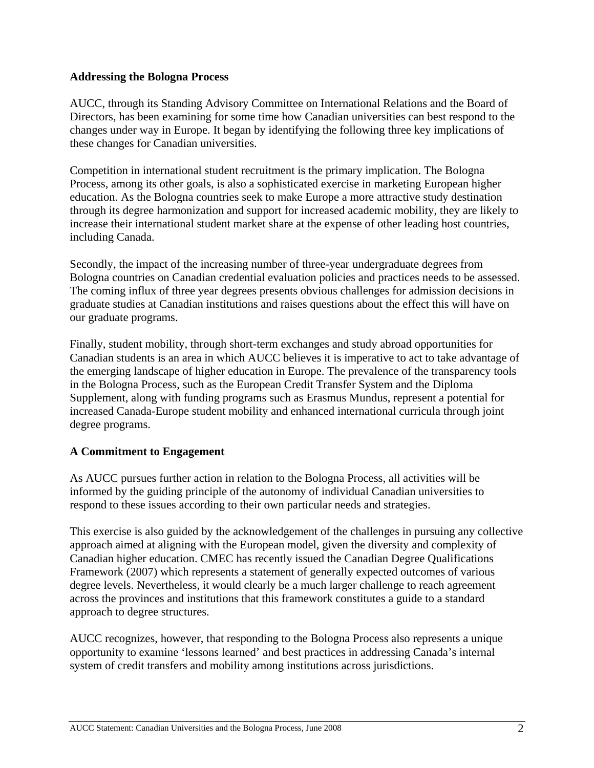**Addressing the Bologna Process**

AUCC, through its Standing Advisory Committee on International Relations and the Board of Directors, has been examining for some time how Canadian universities can best respond to the changes under way in Europe. It began by identifying the following three key implications of these changes for Canadian universities.

Competition in international student recruitment is the primary implication. The Bologna Process, among its other goals, is also a sophisticated exercise in marketing European higher education. As the Bologna countries seek to make Europe a more attractive study destination through its degree harmonization and support for increased academic mobility, they are likely to increase their international student market share at the expense of other leading host countries, including Canada.

Secondly, the impact of the increasing number of three-year undergraduate degrees from Bologna countries on Canadian credential evaluation policies and practices needs to be assessed. The coming influx of three year degrees presents obvious challenges for admission decisions in graduate studies at Canadian institutions and raises questions about the effect this will have on our graduate programs.

Finally, student mobility, through short-term exchanges and study abroad opportunities for Canadian students is an area in which AUCC believes it is imperative to act to take advantage of the emerging landscape of higher education in Europe. The prevalence of the transparency tools in the Bologna Process, such as the European Credit Transfer System and the Diploma Supplement, along with funding programs such as Erasmus Mundus, represent a potential for increased Canada-Europe student mobility and enhanced international curricula through joint degree programs.

**A Commitment to Engagement**

As AUCC pursues further action in relation to the Bologna Process, all activities will be informed by the guiding principle of the autonomy of individual Canadian universities to respond to these issues according to their own particular needs and strategies.

This exercise is also guided by the acknowledgement of the challenges in pursuing any collective approach aimed at aligning with the European model, given the diversity and complexity of Canadian higher education. CMEC has recently issued the Canadian Degree Qualifications Framework (2007) which represents a statement of generally expected outcomes of various degree levels. Nevertheless, it would clearly be a much larger challenge to reach agreement across the provinces and institutions that this framework constitutes a guide to a standard approach to degree structures.

AUCC recognizes, however, that responding to the Bologna Process also represents a unique opportunity to examine 'lessons learned' and best practices in addressing Canada's internal system of credit transfers and mobility among institutions across jurisdictions.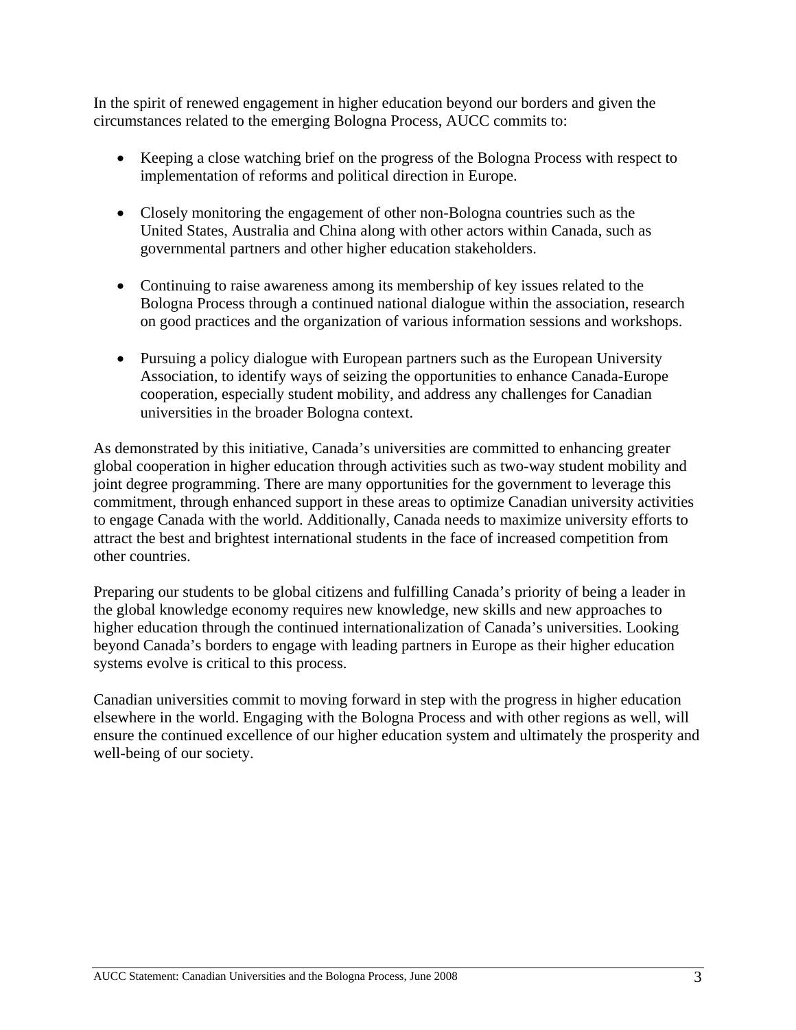In the spirit of renewed engagement in higher education beyond our borders and given the circumstances related to the emerging Bologna Process, AUCC commits to:

- Keeping a close watching brief on the progress of the Bologna Process with respect to implementation of reforms and political direction in Europe.

- Closely monitoring the engagement of other non-Bologna countries such as the United States, Australia and China along with other actors within Canada, such as governmental partners and other higher education stakeholders.

- Continuing to raise awareness among its membership of key issues related to the Bologna Process through a continued national dialogue within the association, research on good practices and the organization of various information sessions and workshops.

- Pursuing a policy dialogue with European partners such as the European University Association, to identify ways of seizing the opportunities to enhance Canada-Europe cooperation, especially student mobility, and address any challenges for Canadian universities in the broader Bologna context.

As demonstrated by this initiative, Canada's universities are committed to enhancing greater global cooperation in higher education through activities such as two-way student mobility and joint degree programming. There are many opportunities for the government to leverage this commitment, through enhanced support in these areas to optimize Canadian university activities to engage Canada with the world. Additionally, Canada needs to maximize university efforts to attract the best and brightest international students in the face of increased competition from other countries.

Preparing our students to be global citizens and fulfilling Canada's priority of being a leader in the global knowledge economy requires new knowledge, new skills and new approaches to higher education through the continued internationalization of Canada's universities. Looking beyond Canada's borders to engage with leading partners in Europe as their higher education systems evolve is critical to this process.

Canadian universities commit to moving forward in step with the progress in higher education elsewhere in the world. Engaging with the Bologna Process and with other regions as well, will ensure the continued excellence of our higher education system and ultimately the prosperity and well-being of our society.